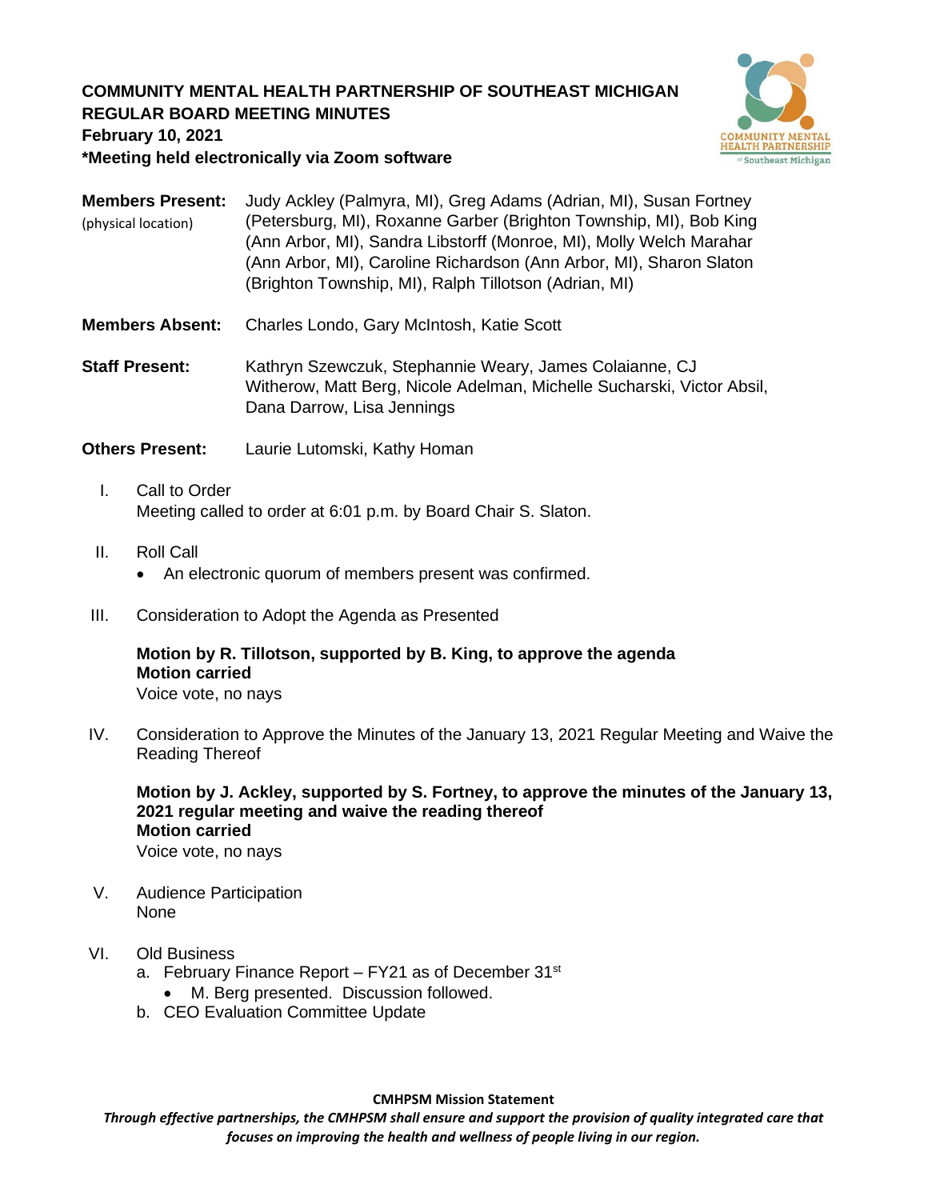**COMMUNITY MENTAL HEALTH PARTNERSHIP OF SOUTHEAST MICHIGAN**
**REGULAR BOARD MEETING MINUTES**
**February 10, 2021**
***Meeting held electronically via Zoom software**

**Members Present:** (physical location) Judy Ackley (Palmyra, MI), Greg Adams (Adrian, MI), Susan Fortney (Petersburg, MI), Roxanne Garber (Brighton Township, MI), Bob King (Ann Arbor, MI), Sandra Libstorff (Monroe, MI), Molly Welch Marahar (Ann Arbor, MI), Caroline Richardson (Ann Arbor, MI), Sharon Slaton (Brighton Township, MI), Ralph Tillotson (Adrian, MI)

**Members Absent:** Charles Londo, Gary McIntosh, Katie Scott

**Staff Present:** Kathryn Szewczuk, Stephannie Weary, James Colaianne, CJ Witherow, Matt Berg, Nicole Adelman, Michelle Sucharski, Victor Absil, Dana Darrow, Lisa Jennings

**Others Present:** Laurie Lutomski, Kathy Homan

I. Call to Order
Meeting called to order at 6:01 p.m. by Board Chair S. Slaton.

II. Roll Call
- An electronic quorum of members present was confirmed.

III. Consideration to Adopt the Agenda as Presented

**Motion by R. Tillotson, supported by B. King, to approve the agenda**
**Motion carried**
Voice vote, no nays

IV. Consideration to Approve the Minutes of the January 13, 2021 Regular Meeting and Waive the Reading Thereof

**Motion by J. Ackley, supported by S. Fortney, to approve the minutes of the January 13, 2021 regular meeting and waive the reading thereof**
**Motion carried**
Voice vote, no nays

V. Audience Participation
None

VI. Old Business
   a. February Finance Report – FY21 as of December 31st
      - M. Berg presented. Discussion followed.
   b. CEO Evaluation Committee Update

**CMHPSM Mission Statement**
***Through effective partnerships, the CMHPSM shall ensure and support the provision of quality integrated care that focuses on improving the health and wellness of people living in our region.***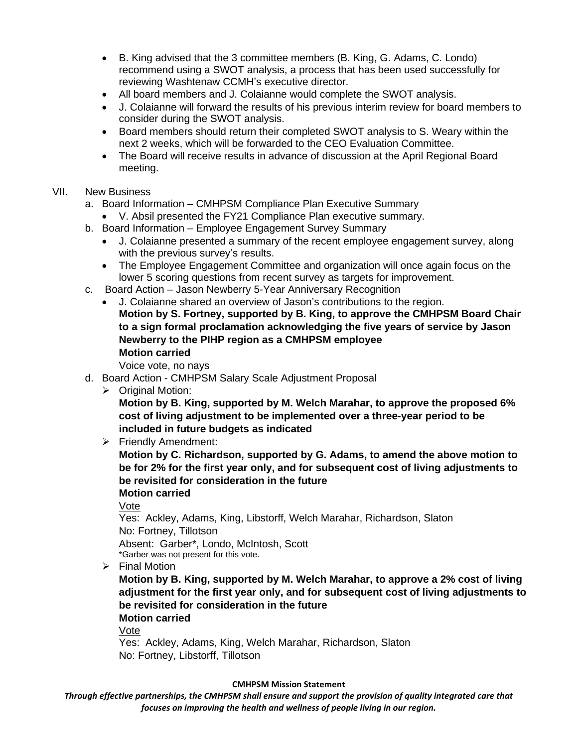- B. King advised that the 3 committee members (B. King, G. Adams, C. Londo) recommend using a SWOT analysis, a process that has been used successfully for reviewing Washtenaw CCMH's executive director.
- All board members and J. Colaianne would complete the SWOT analysis.
- J. Colaianne will forward the results of his previous interim review for board members to consider during the SWOT analysis.
- Board members should return their completed SWOT analysis to S. Weary within the next 2 weeks, which will be forwarded to the CEO Evaluation Committee.
- The Board will receive results in advance of discussion at the April Regional Board meeting.

VII. New Business

a. Board Information – CMHPSM Compliance Plan Executive Summary
   - V. Absil presented the FY21 Compliance Plan executive summary.

b. Board Information – Employee Engagement Survey Summary
   - J. Colaianne presented a summary of the recent employee engagement survey, along with the previous survey's results.
   - The Employee Engagement Committee and organization will once again focus on the lower 5 scoring questions from recent survey as targets for improvement.

c. Board Action – Jason Newberry 5-Year Anniversary Recognition
   - J. Colaianne shared an overview of Jason's contributions to the region.

   **Motion by S. Fortney, supported by B. King, to approve the CMHPSM Board Chair to a sign formal proclamation acknowledging the five years of service by Jason Newberry to the PIHP region as a CMHPSM employee**
   **Motion carried**
   Voice vote, no nays

d. Board Action - CMHPSM Salary Scale Adjustment Proposal
   - Original Motion:
     **Motion by B. King, supported by M. Welch Marahar, to approve the proposed 6% cost of living adjustment to be implemented over a three-year period to be included in future budgets as indicated**
   - Friendly Amendment:
     **Motion by C. Richardson, supported by G. Adams, to amend the above motion to be for 2% for the first year only, and for subsequent cost of living adjustments to be revisited for consideration in the future**
     **Motion carried**
     <u>Vote</u>
     Yes: Ackley, Adams, King, Libstorff, Welch Marahar, Richardson, Slaton
     No: Fortney, Tillotson
     Absent: Garber*, Londo, McIntosh, Scott
     *Garber was not present for this vote.
   - Final Motion
     **Motion by B. King, supported by M. Welch Marahar, to approve a 2% cost of living adjustment for the first year only, and for subsequent cost of living adjustments to be revisited for consideration in the future**
     **Motion carried**
     <u>Vote</u>
     Yes: Ackley, Adams, King, Welch Marahar, Richardson, Slaton
     No: Fortney, Libstorff, Tillotson

**CMHPSM Mission Statement**

***Through effective partnerships, the CMHPSM shall ensure and support the provision of quality integrated care that focuses on improving the health and wellness of people living in our region.***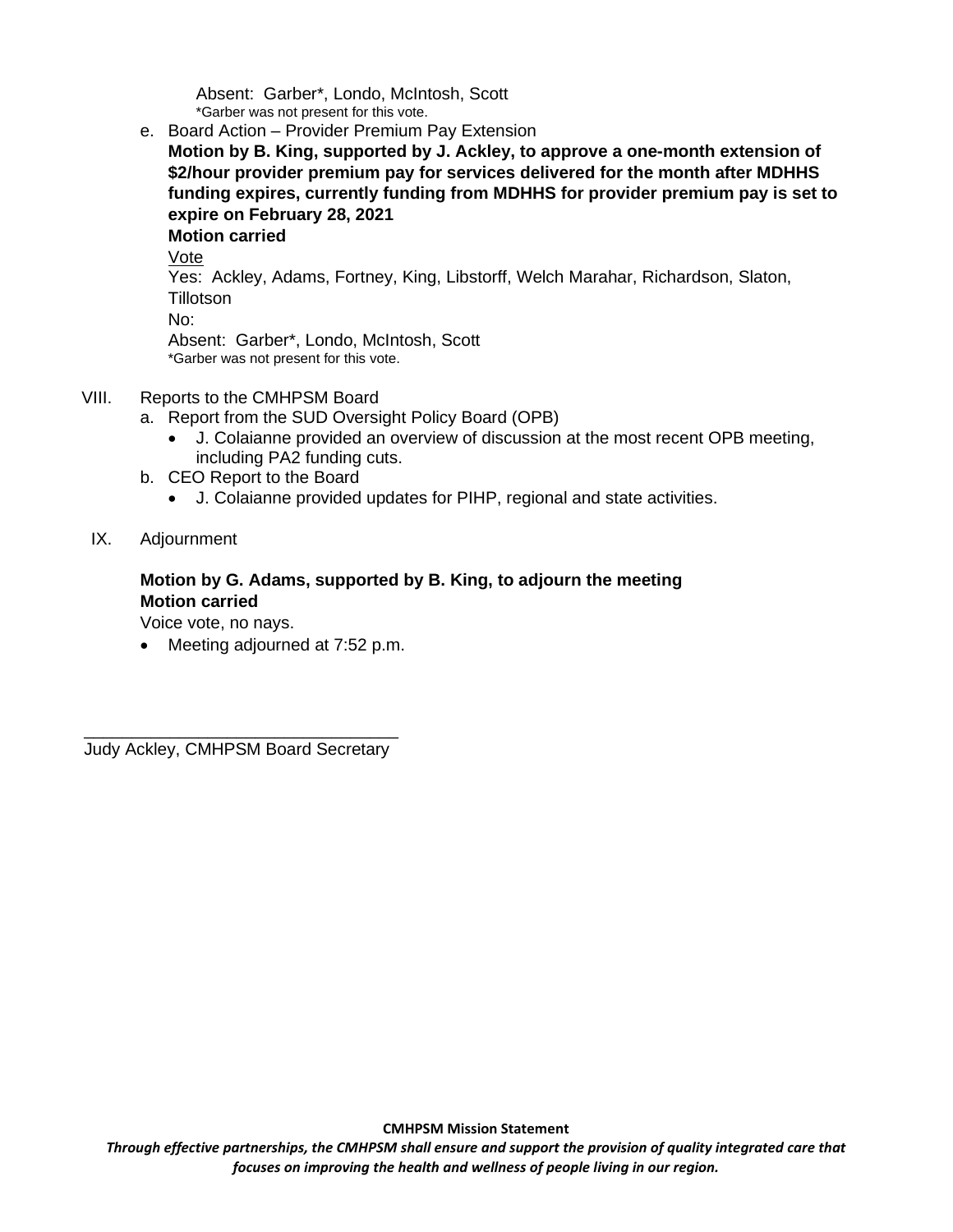Absent: Garber*, Londo, McIntosh, Scott
*Garber was not present for this vote.

e. Board Action – Provider Premium Pay Extension

**Motion by B. King, supported by J. Ackley, to approve a one-month extension of $2/hour provider premium pay for services delivered for the month after MDHHS funding expires, currently funding from MDHHS for provider premium pay is set to expire on February 28, 2021**
**Motion carried**

Vote
Yes: Ackley, Adams, Fortney, King, Libstorff, Welch Marahar, Richardson, Slaton, Tillotson
No:
Absent: Garber*, Londo, McIntosh, Scott
*Garber was not present for this vote.

VIII. Reports to the CMHPSM Board

a. Report from the SUD Oversight Policy Board (OPB)
   - J. Colaianne provided an overview of discussion at the most recent OPB meeting, including PA2 funding cuts.

b. CEO Report to the Board
   - J. Colaianne provided updates for PIHP, regional and state activities.

IX. Adjournment

**Motion by G. Adams, supported by B. King, to adjourn the meeting**
**Motion carried**
Voice vote, no nays.

- Meeting adjourned at 7:52 p.m.

_______________________________
Judy Ackley, CMHPSM Board Secretary

**CMHPSM Mission Statement**
***Through effective partnerships, the CMHPSM shall ensure and support the provision of quality integrated care that focuses on improving the health and wellness of people living in our region.***